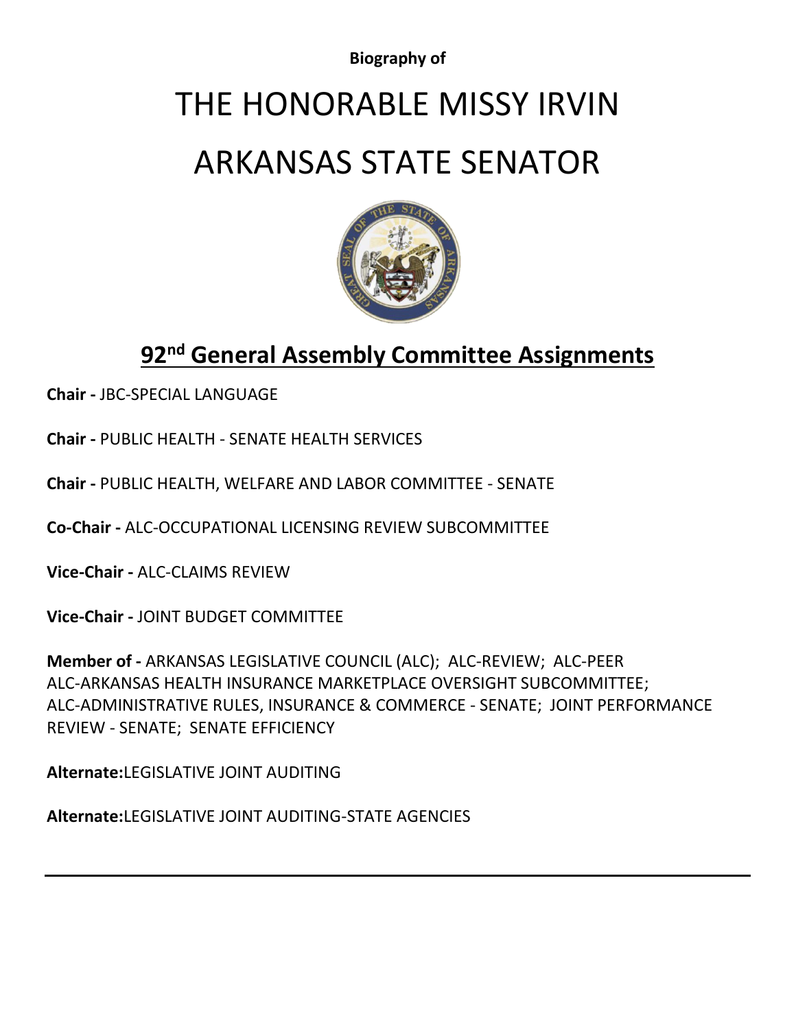**Biography of**

# THE HONORABLE MISSY IRVIN

# ARKANSAS STATE SENATOR

## 92nd General Assembly Committee Assignments

**Chair -** JBC-SPECIAL LANGUAGE

**Chair -** PUBLIC HEALTH - SENATE HEALTH SERVICES

**Chair -** PUBLIC HEALTH, WELFARE AND LABOR COMMITTEE - SENATE

**Co-Chair -** ALC-OCCUPATIONAL LICENSING REVIEW SUBCOMMITTEE

**Vice-Chair -** ALC-CLAIMS REVIEW

**Vice-Chair -** JOINT BUDGET COMMITTEE

**Member of -** ARKANSAS LEGISLATIVE COUNCIL (ALC); ALC-REVIEW; ALC-PEER ALC-ARKANSAS HEALTH INSURANCE MARKETPLACE OVERSIGHT SUBCOMMITTEE; ALC-ADMINISTRATIVE RULES, INSURANCE & COMMERCE - SENATE; JOINT PERFORMANCE REVIEW - SENATE; SENATE EFFICIENCY

**Alternate:**LEGISLATIVE JOINT AUDITING

**Alternate:**LEGISLATIVE JOINT AUDITING-STATE AGENCIES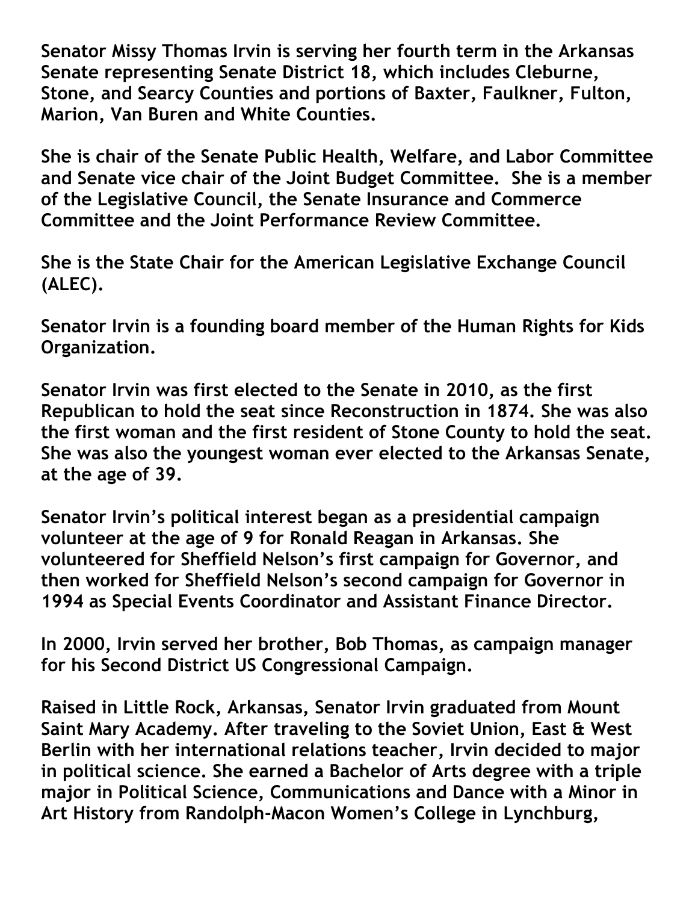**Senator Missy Thomas Irvin is serving her fourth term in the Arkansas Senate representing Senate District 18, which includes Cleburne, Stone, and Searcy Counties and portions of Baxter, Faulkner, Fulton, Marion, Van Buren and White Counties.**

**She is chair of the Senate Public Health, Welfare, and Labor Committee and Senate vice chair of the Joint Budget Committee. She is a member of the Legislative Council, the Senate Insurance and Commerce Committee and the Joint Performance Review Committee.**

**She is the State Chair for the American Legislative Exchange Council (ALEC).**

**Senator Irvin is a founding board member of the Human Rights for Kids Organization.**

**Senator Irvin was first elected to the Senate in 2010, as the first Republican to hold the seat since Reconstruction in 1874. She was also the first woman and the first resident of Stone County to hold the seat. She was also the youngest woman ever elected to the Arkansas Senate, at the age of 39.**

**Senator Irvin's political interest began as a presidential campaign volunteer at the age of 9 for Ronald Reagan in Arkansas. She volunteered for Sheffield Nelson's first campaign for Governor, and then worked for Sheffield Nelson's second campaign for Governor in 1994 as Special Events Coordinator and Assistant Finance Director.**

**In 2000, Irvin served her brother, Bob Thomas, as campaign manager for his Second District US Congressional Campaign.**

**Raised in Little Rock, Arkansas, Senator Irvin graduated from Mount Saint Mary Academy. After traveling to the Soviet Union, East & West Berlin with her international relations teacher, Irvin decided to major in political science. She earned a Bachelor of Arts degree with a triple major in Political Science, Communications and Dance with a Minor in Art History from Randolph-Macon Women's College in Lynchburg,**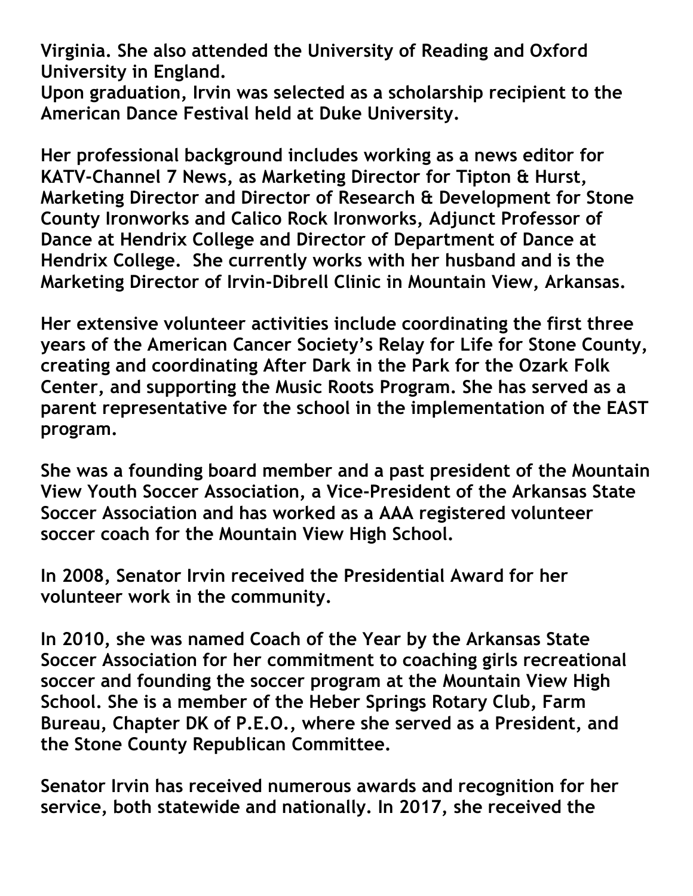Virginia. She also attended the University of Reading and Oxford University in England.
Upon graduation, Irvin was selected as a scholarship recipient to the American Dance Festival held at Duke University.

Her professional background includes working as a news editor for KATV-Channel 7 News, as Marketing Director for Tipton & Hurst, Marketing Director and Director of Research & Development for Stone County Ironworks and Calico Rock Ironworks, Adjunct Professor of Dance at Hendrix College and Director of Department of Dance at Hendrix College. She currently works with her husband and is the Marketing Director of Irvin-Dibrell Clinic in Mountain View, Arkansas.

Her extensive volunteer activities include coordinating the first three years of the American Cancer Society's Relay for Life for Stone County, creating and coordinating After Dark in the Park for the Ozark Folk Center, and supporting the Music Roots Program. She has served as a parent representative for the school in the implementation of the EAST program.

She was a founding board member and a past president of the Mountain View Youth Soccer Association, a Vice-President of the Arkansas State Soccer Association and has worked as a AAA registered volunteer soccer coach for the Mountain View High School.

In 2008, Senator Irvin received the Presidential Award for her volunteer work in the community.

In 2010, she was named Coach of the Year by the Arkansas State Soccer Association for her commitment to coaching girls recreational soccer and founding the soccer program at the Mountain View High School. She is a member of the Heber Springs Rotary Club, Farm Bureau, Chapter DK of P.E.O., where she served as a President, and the Stone County Republican Committee.

Senator Irvin has received numerous awards and recognition for her service, both statewide and nationally. In 2017, she received the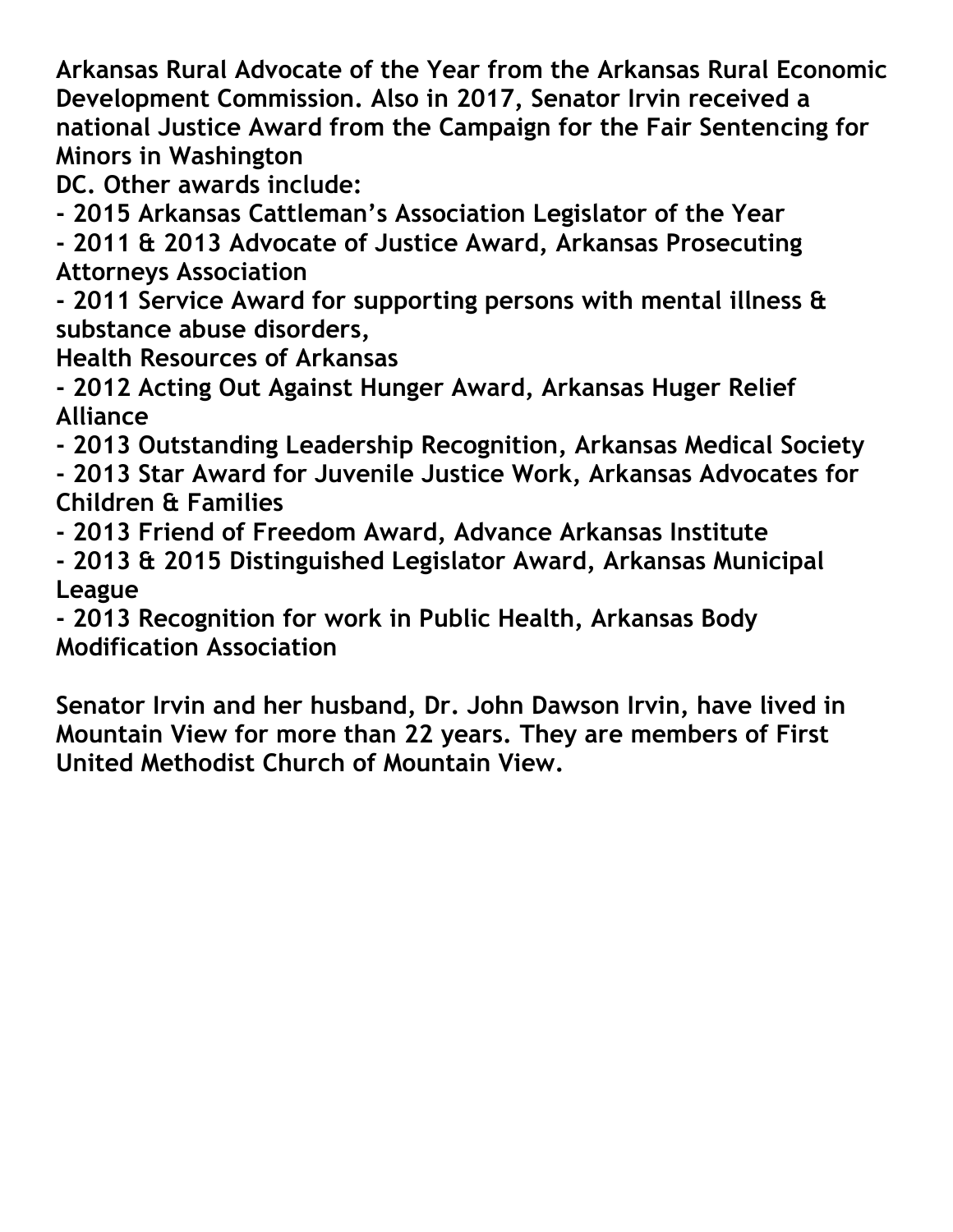**Arkansas Rural Advocate of the Year from the Arkansas Rural Economic Development Commission. Also in 2017, Senator Irvin received a national Justice Award from the Campaign for the Fair Sentencing for Minors in Washington DC. Other awards include:**

**- 2015 Arkansas Cattleman's Association Legislator of the Year**

**- 2011 & 2013 Advocate of Justice Award, Arkansas Prosecuting Attorneys Association**

**- 2011 Service Award for supporting persons with mental illness & substance abuse disorders, Health Resources of Arkansas**

**- 2012 Acting Out Against Hunger Award, Arkansas Huger Relief Alliance**

**- 2013 Outstanding Leadership Recognition, Arkansas Medical Society**

**- 2013 Star Award for Juvenile Justice Work, Arkansas Advocates for Children & Families**

**- 2013 Friend of Freedom Award, Advance Arkansas Institute**

**- 2013 & 2015 Distinguished Legislator Award, Arkansas Municipal League**

**- 2013 Recognition for work in Public Health, Arkansas Body Modification Association**

**Senator Irvin and her husband, Dr. John Dawson Irvin, have lived in Mountain View for more than 22 years. They are members of First United Methodist Church of Mountain View.**